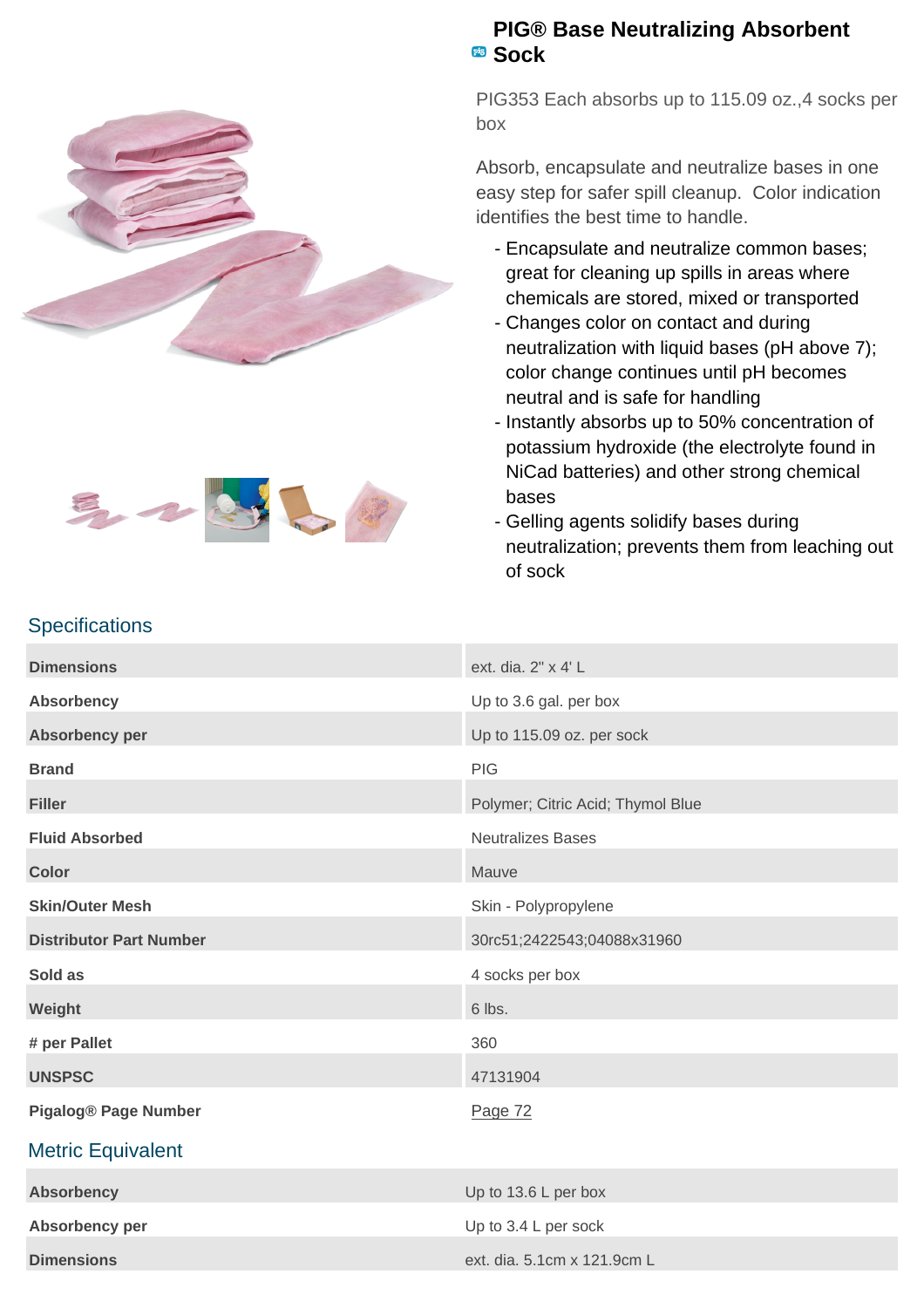# PIG® Base Neutralizing Absorbent Sock

PIG353 Each absorbs up to 115.09 oz.,4 socks per box

Absorb, encapsulate and neutralize bases in one easy step for safer spill cleanup. Color indication identifies the best time to handle.

- Encapsulate and neutralize common bases; great for cleaning up spills in areas where chemicals are stored, mixed or transported
- Changes color on contact and during neutralization with liquid bases (pH above 7); color change continues until pH becomes neutral and is safe for handling
- Instantly absorbs up to 50% concentration of potassium hydroxide (the electrolyte found in NiCad batteries) and other strong chemical bases
- Gelling agents solidify bases during neutralization; prevents them from leaching out of sock

## Specifications

| | |
|---|---|
| **Dimensions** | ext. dia. 2" x 4' L |
| **Absorbency** | Up to 3.6 gal. per box |
| **Absorbency per** | Up to 115.09 oz. per sock |
| **Brand** | PIG |
| **Filler** | Polymer; Citric Acid; Thymol Blue |
| **Fluid Absorbed** | Neutralizes Bases |
| **Color** | Mauve |
| **Skin/Outer Mesh** | Skin - Polypropylene |
| **Distributor Part Number** | 30rc51;2422543;04088x31960 |
| **Sold as** | 4 socks per box |
| **Weight** | 6 lbs. |
| **# per Pallet** | 360 |
| **UNSPSC** | 47131904 |
| **Pigalog® Page Number** | Page 72 |

## Metric Equivalent

| | |
|---|---|
| **Absorbency** | Up to 13.6 L per box |
| **Absorbency per** | Up to 3.4 L per sock |
| **Dimensions** | ext. dia. 5.1cm x 121.9cm L |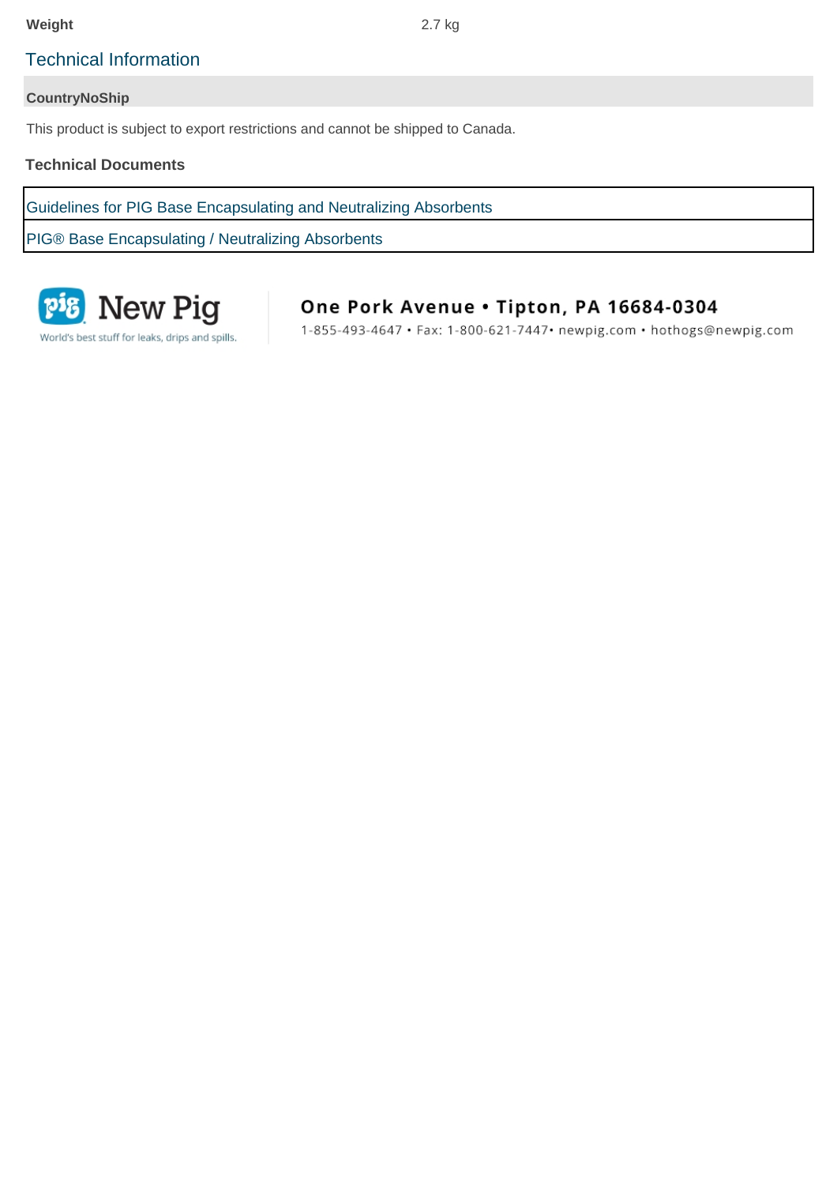| | |
|---|---|
| **Weight** | 2.7 kg |

## Technical Information

**CountryNoShip**

This product is subject to export restrictions and cannot be shipped to Canada.

### Technical Documents

| |
|---|
| Guidelines for PIG Base Encapsulating and Neutralizing Absorbents |
| PIG® Base Encapsulating / Neutralizing Absorbents |

New Pig
World's best stuff for leaks, drips and spills.

**One Pork Avenue • Tipton, PA 16684-0304**
1-855-493-4647 • Fax: 1-800-621-7447• newpig.com • hothogs@newpig.com